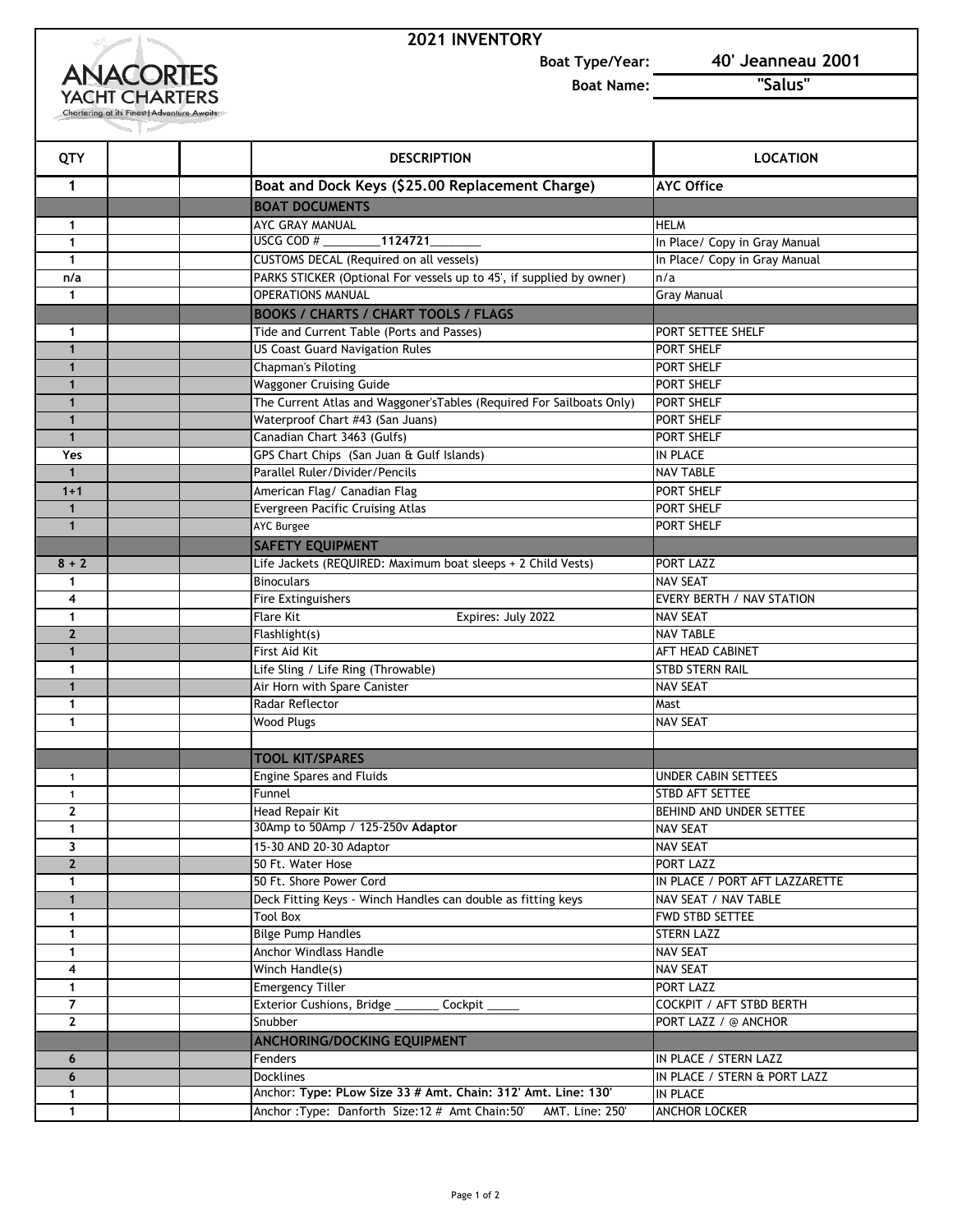ANACORTES YACHT CHARTERS
Chartering at its Finest | Adventure Awaits

# 2021 INVENTORY

**Boat Type/Year:** 40' Jeanneau 2001

**Boat Name:** "Salus"

| QTY | | | DESCRIPTION | LOCATION |
|---|---|---|---|---|
| 1 | | | **Boat and Dock Keys ($25.00 Replacement Charge)** | **AYC Office** |
| | | | **BOAT DOCUMENTS** | |
| 1 | | | AYC GRAY MANUAL | HELM |
| 1 | | | USCG COD # _________**1124721**________ | In Place/ Copy in Gray Manual |
| 1 | | | CUSTOMS DECAL (Required on all vessels) | In Place/ Copy in Gray Manual |
| n/a | | | PARKS STICKER (Optional For vessels up to 45', if supplied by owner) | n/a |
| 1 | | | OPERATIONS MANUAL | Gray Manual |
| | | | **BOOKS / CHARTS / CHART TOOLS / FLAGS** | |
| 1 | | | Tide and Current Table (Ports and Passes) | PORT SETTEE SHELF |
| 1 | | | US Coast Guard Navigation Rules | PORT SHELF |
| 1 | | | Chapman's Piloting | PORT SHELF |
| 1 | | | Waggoner Cruising Guide | PORT SHELF |
| 1 | | | The Current Atlas and Waggoner'sTables (Required For Sailboats Only) | PORT SHELF |
| 1 | | | Waterproof Chart #43 (San Juans) | PORT SHELF |
| 1 | | | Canadian Chart 3463 (Gulfs) | PORT SHELF |
| Yes | | | GPS Chart Chips (San Juan & Gulf Islands) | IN PLACE |
| 1 | | | Parallel Ruler/Divider/Pencils | NAV TABLE |
| 1+1 | | | American Flag/ Canadian Flag | PORT SHELF |
| 1 | | | Evergreen Pacific Cruising Atlas | PORT SHELF |
| 1 | | | AYC Burgee | PORT SHELF |
| | | | **SAFETY EQUIPMENT** | |
| 8 + 2 | | | Life Jackets (REQUIRED: Maximum boat sleeps + 2 Child Vests) | PORT LAZZ |
| 1 | | | Binoculars | NAV SEAT |
| 4 | | | Fire Extinguishers | EVERY BERTH / NAV STATION |
| 1 | | | Flare Kit Expires: July 2022 | NAV SEAT |
| 2 | | | Flashlight(s) | NAV TABLE |
| 1 | | | First Aid Kit | AFT HEAD CABINET |
| 1 | | | Life Sling / Life Ring (Throwable) | STBD STERN RAIL |
| 1 | | | Air Horn with Spare Canister | NAV SEAT |
| 1 | | | Radar Reflector | Mast |
| 1 | | | Wood Plugs | NAV SEAT |
| | | | | |
| | | | **TOOL KIT/SPARES** | |
| 1 | | | Engine Spares and Fluids | UNDER CABIN SETTEES |
| 1 | | | Funnel | STBD AFT SETTEE |
| 2 | | | Head Repair Kit | BEHIND AND UNDER SETTEE |
| 1 | | | 30Amp to 50Amp / 125-250v **Adaptor** | NAV SEAT |
| 3 | | | 15-30 AND 20-30 Adaptor | NAV SEAT |
| 2 | | | 50 Ft. Water Hose | PORT LAZZ |
| 1 | | | 50 Ft. Shore Power Cord | IN PLACE / PORT AFT LAZZARETTE |
| 1 | | | Deck Fitting Keys - Winch Handles can double as fitting keys | NAV SEAT / NAV TABLE |
| 1 | | | Tool Box | FWD STBD SETTEE |
| 1 | | | Bilge Pump Handles | STERN LAZZ |
| 1 | | | Anchor Windlass Handle | NAV SEAT |
| 4 | | | Winch Handle(s) | NAV SEAT |
| 1 | | | Emergency Tiller | PORT LAZZ |
| 7 | | | Exterior Cushions, Bridge _______ Cockpit _____ | COCKPIT / AFT STBD BERTH |
| 2 | | | Snubber | PORT LAZZ / @ ANCHOR |
| | | | **ANCHORING/DOCKING EQUIPMENT** | |
| 6 | | | Fenders | IN PLACE / STERN LAZZ |
| 6 | | | Docklines | IN PLACE / STERN & PORT LAZZ |
| 1 | | | Anchor: **Type: PLow Size 33 # Amt. Chain: 312' Amt. Line: 130'** | IN PLACE |
| 1 | | | Anchor :Type: Danforth Size:12 # Amt Chain:50' AMT. Line: 250' | ANCHOR LOCKER |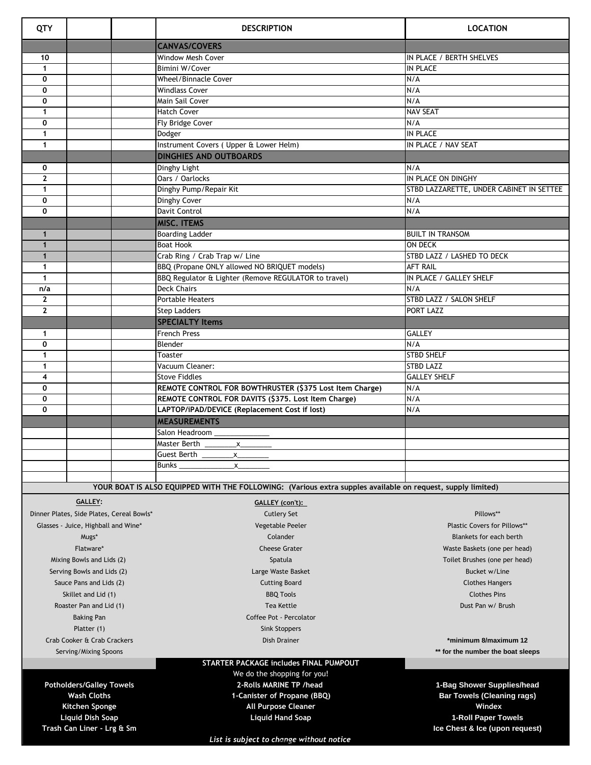| QTY | | | DESCRIPTION | LOCATION |
|---|---|---|---|---|
| | | | **CANVAS/COVERS** | |
| 10 | | | Window Mesh Cover | IN PLACE / BERTH SHELVES |
| 1 | | | Bimini W/Cover | IN PLACE |
| 0 | | | Wheel/Binnacle Cover | N/A |
| 0 | | | Windlass Cover | N/A |
| 0 | | | Main Sail Cover | N/A |
| 1 | | | Hatch Cover | NAV SEAT |
| 0 | | | Fly Bridge Cover | N/A |
| 1 | | | Dodger | IN PLACE |
| 1 | | | Instrument Covers ( Upper & Lower Helm) | IN PLACE / NAV SEAT |
| | | | **DINGHIES AND OUTBOARDS** | |
| 0 | | | Dinghy Light | N/A |
| 2 | | | Oars / Oarlocks | IN PLACE ON DINGHY |
| 1 | | | Dinghy Pump/Repair Kit | STBD LAZZARETTE, UNDER CABINET IN SETTEE |
| 0 | | | Dinghy Cover | N/A |
| 0 | | | Davit Control | N/A |
| | | | **MISC. ITEMS** | |
| 1 | | | Boarding Ladder | BUILT IN TRANSOM |
| 1 | | | Boat Hook | ON DECK |
| 1 | | | Crab Ring / Crab Trap w/ Line | STBD LAZZ / LASHED TO DECK |
| 1 | | | BBQ (Propane ONLY allowed NO BRIQUET models) | AFT RAIL |
| 1 | | | BBQ Regulator & Lighter (Remove REGULATOR to travel) | IN PLACE / GALLEY SHELF |
| n/a | | | Deck Chairs | N/A |
| 2 | | | Portable Heaters | STBD LAZZ / SALON SHELF |
| 2 | | | Step Ladders | PORT LAZZ |
| | | | **SPECIALTY Items** | |
| 1 | | | French Press | GALLEY |
| 0 | | | Blender | N/A |
| 1 | | | Toaster | STBD SHELF |
| 1 | | | Vacuum Cleaner: | STBD LAZZ |
| 4 | | | Stove Fiddles | GALLEY SHELF |
| 0 | | | **REMOTE CONTROL FOR BOWTHRUSTER ($375 Lost Item Charge)** | N/A |
| 0 | | | **REMOTE CONTROL FOR DAVITS ($375. Lost Item Charge)** | N/A |
| 0 | | | **LAPTOP/iPAD/DEVICE (Replacement Cost if lost)** | N/A |
| | | | **MEASUREMENTS** | |
| | | | Salon Headroom ____________ | |
| | | | Master Berth _______x_______ | |
| | | | Guest Berth _______x_______ | |
| | | | Bunks ____________x_______ | |
| | | | | |

**YOUR BOAT IS ALSO EQUIPPED WITH THE FOLLOWING: (Various extra supples available on request, supply limited)**

**GALLEY:**

- Dinner Plates, Side Plates, Cereal Bowls*
- Glasses - Juice, Highball and Wine*
- Mugs*
- Flatware*
- Mixing Bowls and Lids (2)
- Serving Bowls and Lids (2)
- Sauce Pans and Lids (2)
- Skillet and Lid (1)
- Roaster Pan and Lid (1)
- Baking Pan
- Platter (1)
- Crab Cooker & Crab Crackers
- Serving/Mixing Spoons

**GALLEY (con't):**

- Cutlery Set
- Vegetable Peeler
- Colander
- Cheese Grater
- Spatula
- Large Waste Basket
- Cutting Board
- BBQ Tools
- Tea Kettle
- Coffee Pot - Percolator
- Sink Stoppers
- Dish Drainer

- Pillows**
- Plastic Covers for Pillows**
- Blankets for each berth
- Waste Baskets (one per head)
- Toilet Brushes (one per head)
- Bucket w/Line
- Clothes Hangers
- Clothes Pins
- Dust Pan w/ Brush

**\*minimum 8/maximum 12**

**\*\* for the number the boat sleeps**

**STARTER PACKAGE includes FINAL PUMPOUT**

We do the shopping for you!

- **Potholders/Galley Towels**
- **Wash Cloths**
- **Kitchen Sponge**
- **Liquid Dish Soap**
- **Trash Can Liner - Lrg & Sm**
- **2-Rolls MARINE TP /head**
- **1-Canister of Propane (BBQ)**
- **All Purpose Cleaner**
- **Liquid Hand Soap**
- **1-Bag Shower Supplies/head**
- **Bar Towels (Cleaning rags)**
- **Windex**
- **1-Roll Paper Towels**
- **Ice Chest & Ice (upon request)**

***List is subject to change without notice***